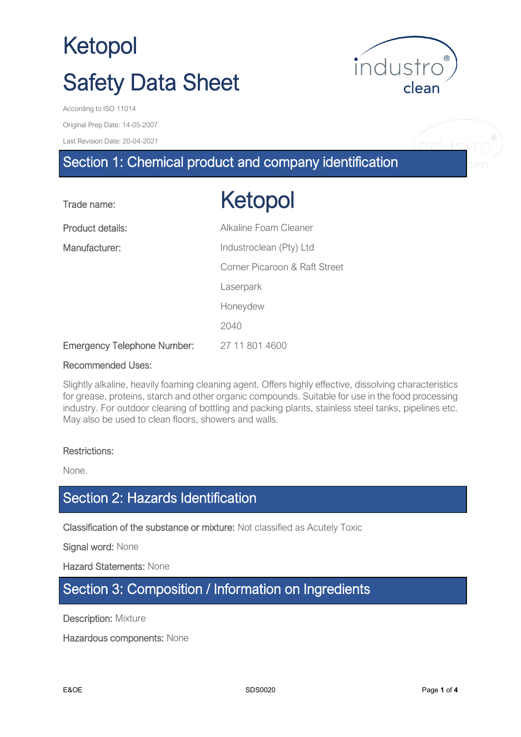# Ketopol

# Safety Data Sheet

According to ISO 11014

Original Prep Date: 14-05-2007

Last Revision Date: 20-04-2021

## Section 1: Chemical product and company identification

| | |
|---|---|
| Trade name: | **Ketopol** |
| Product details: | Alkaline Foam Cleaner |
| Manufacturer: | Industroclean (Pty) Ltd |
| | Corner Picaroon & Raft Street |
| | Laserpark |
| | Honeydew |
| | 2040 |
| Emergency Telephone Number: | 27 11 801 4600 |

Recommended Uses:

Slightly alkaline, heavily foaming cleaning agent. Offers highly effective, dissolving characteristics for grease, proteins, starch and other organic compounds. Suitable for use in the food processing industry. For outdoor cleaning of bottling and packing plants, stainless steel tanks, pipelines etc. May also be used to clean floors, showers and walls.

Restrictions:

None.

## Section 2: Hazards Identification

Classification of the substance or mixture: Not classified as Acutely Toxic

Signal word: None

Hazard Statements: None

## Section 3: Composition / Information on Ingredients

Description: Mixture

Hazardous components: None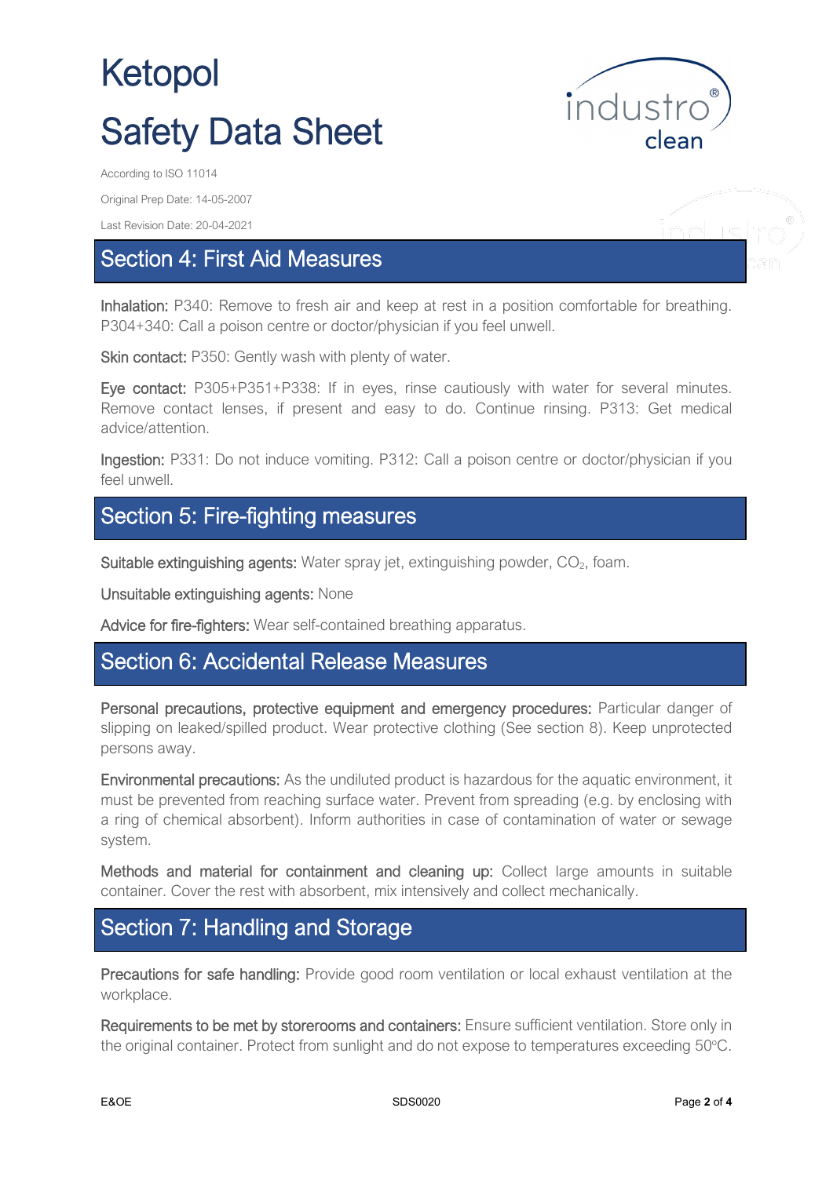# Ketopol

# Safety Data Sheet

According to ISO 11014

Original Prep Date: 14-05-2007

Last Revision Date: 20-04-2021

## Section 4: First Aid Measures

**Inhalation:** P340: Remove to fresh air and keep at rest in a position comfortable for breathing. P304+340: Call a poison centre or doctor/physician if you feel unwell.

**Skin contact:** P350: Gently wash with plenty of water.

**Eye contact:** P305+P351+P338: If in eyes, rinse cautiously with water for several minutes. Remove contact lenses, if present and easy to do. Continue rinsing. P313: Get medical advice/attention.

**Ingestion:** P331: Do not induce vomiting. P312: Call a poison centre or doctor/physician if you feel unwell.

## Section 5: Fire-fighting measures

**Suitable extinguishing agents:** Water spray jet, extinguishing powder, $CO_2$, foam.

**Unsuitable extinguishing agents:** None

**Advice for fire-fighters:** Wear self-contained breathing apparatus.

## Section 6: Accidental Release Measures

**Personal precautions, protective equipment and emergency procedures:** Particular danger of slipping on leaked/spilled product. Wear protective clothing (See section 8). Keep unprotected persons away.

**Environmental precautions:** As the undiluted product is hazardous for the aquatic environment, it must be prevented from reaching surface water. Prevent from spreading (e.g. by enclosing with a ring of chemical absorbent). Inform authorities in case of contamination of water or sewage system.

**Methods and material for containment and cleaning up:** Collect large amounts in suitable container. Cover the rest with absorbent, mix intensively and collect mechanically.

## Section 7: Handling and Storage

**Precautions for safe handling:** Provide good room ventilation or local exhaust ventilation at the workplace.

**Requirements to be met by storerooms and containers:** Ensure sufficient ventilation. Store only in the original container. Protect from sunlight and do not expose to temperatures exceeding 50°C.

E&OE SDS0020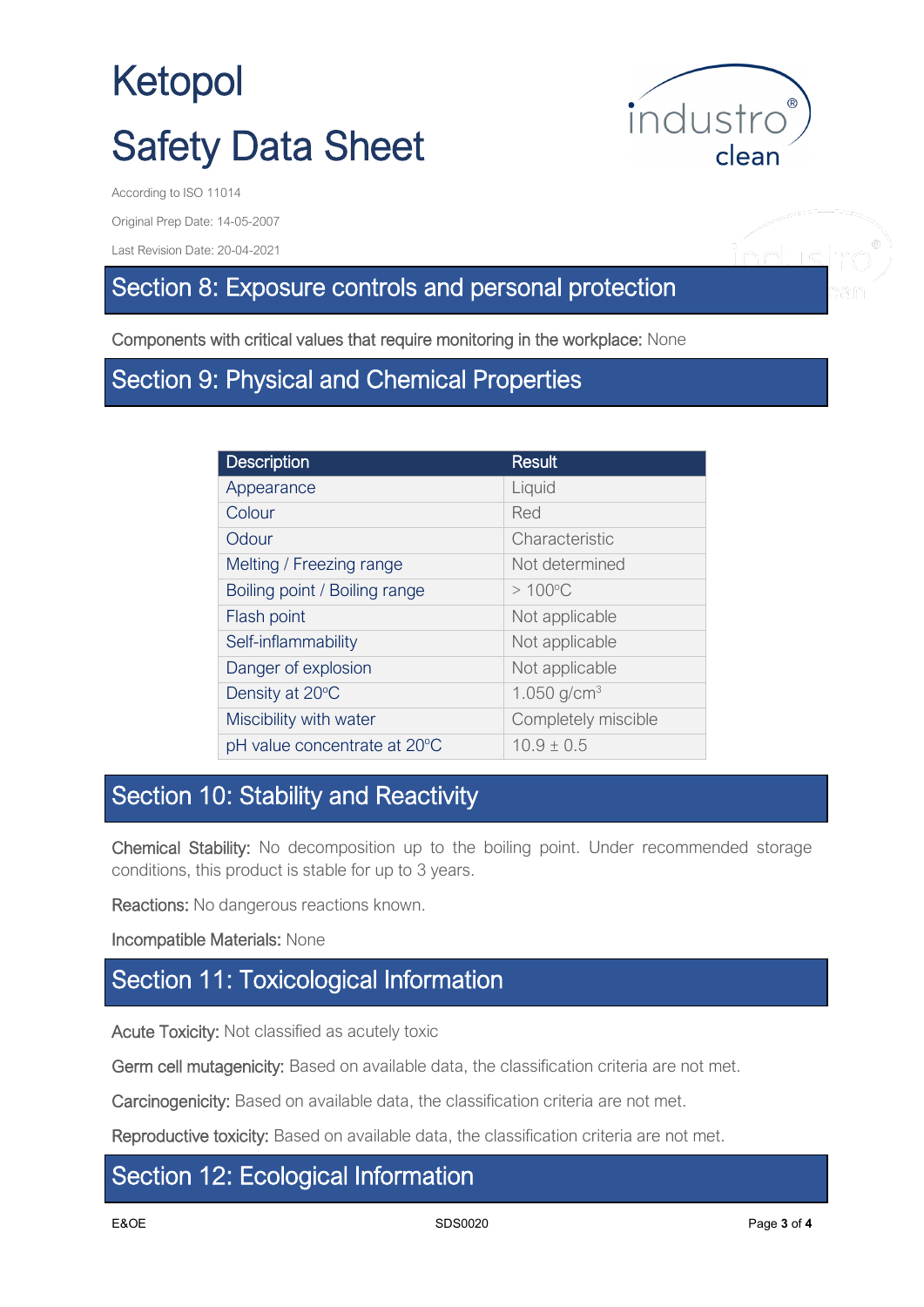# Ketopol

# Safety Data Sheet

According to ISO 11014

Original Prep Date: 14-05-2007

Last Revision Date: 20-04-2021

## Section 8: Exposure controls and personal protection

**Components with critical values that require monitoring in the workplace:** None

## Section 9: Physical and Chemical Properties

| Description | Result |
|---|---|
| Appearance | Liquid |
| Colour | Red |
| Odour | Characteristic |
| Melting / Freezing range | Not determined |
| Boiling point / Boiling range | > 100°C |
| Flash point | Not applicable |
| Self-inflammability | Not applicable |
| Danger of explosion | Not applicable |
| Density at 20°C | 1.050 $g/cm^3$ |
| Miscibility with water | Completely miscible |
| pH value concentrate at 20°C | 10.9 ± 0.5 |

## Section 10: Stability and Reactivity

**Chemical Stability:** No decomposition up to the boiling point. Under recommended storage conditions, this product is stable for up to 3 years.

**Reactions:** No dangerous reactions known.

**Incompatible Materials:** None

## Section 11: Toxicological Information

**Acute Toxicity:** Not classified as acutely toxic

**Germ cell mutagenicity:** Based on available data, the classification criteria are not met.

**Carcinogenicity:** Based on available data, the classification criteria are not met.

**Reproductive toxicity:** Based on available data, the classification criteria are not met.

## Section 12: Ecological Information

E&OE

SDS0020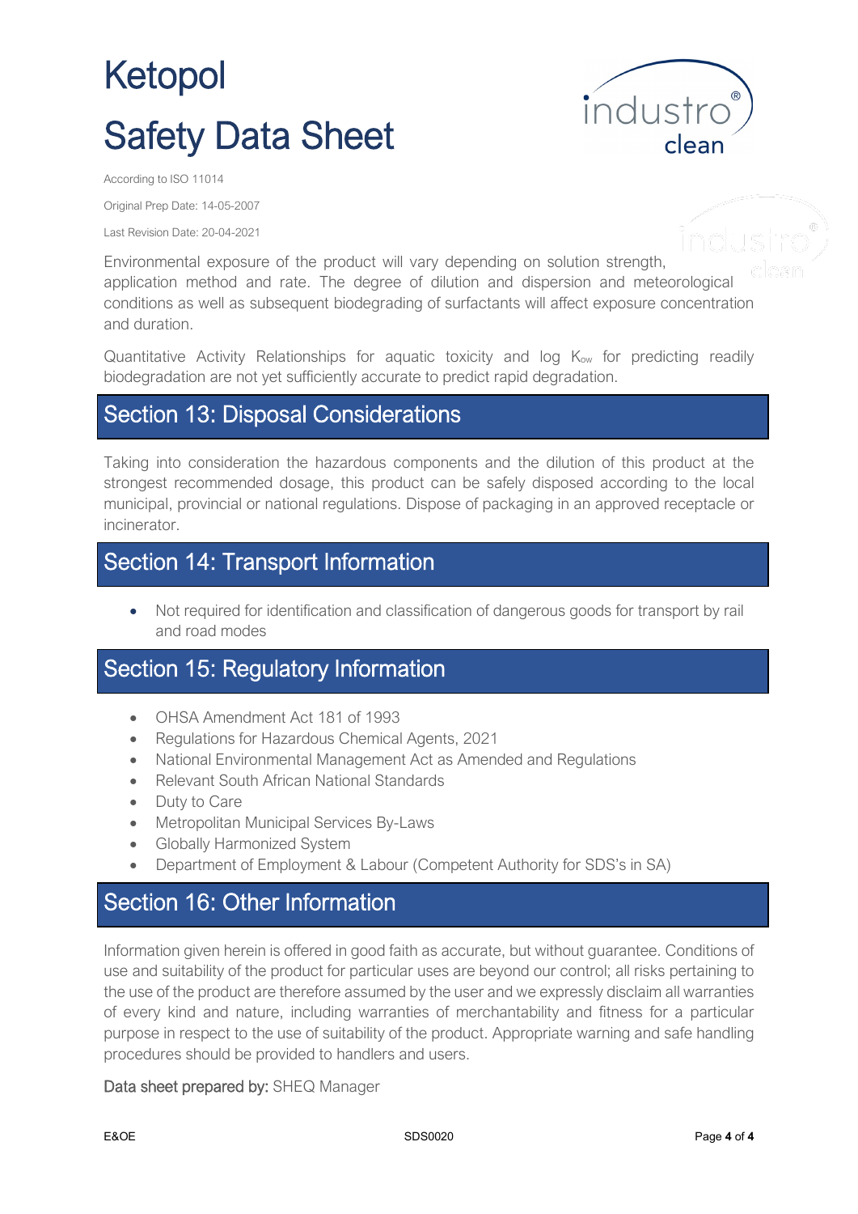Environmental exposure of the product will vary depending on solution strength, application method and rate. The degree of dilution and dispersion and meteorological conditions as well as subsequent biodegrading of surfactants will affect exposure concentration and duration.

Quantitative Activity Relationships for aquatic toxicity and log $K_{ow}$ for predicting readily biodegradation are not yet sufficiently accurate to predict rapid degradation.

## Section 13: Disposal Considerations

Taking into consideration the hazardous components and the dilution of this product at the strongest recommended dosage, this product can be safely disposed according to the local municipal, provincial or national regulations. Dispose of packaging in an approved receptacle or incinerator.

## Section 14: Transport Information

- Not required for identification and classification of dangerous goods for transport by rail and road modes

## Section 15: Regulatory Information

- OHSA Amendment Act 181 of 1993
- Regulations for Hazardous Chemical Agents, 2021
- National Environmental Management Act as Amended and Regulations
- Relevant South African National Standards
- Duty to Care
- Metropolitan Municipal Services By-Laws
- Globally Harmonized System
- Department of Employment & Labour (Competent Authority for SDS's in SA)

## Section 16: Other Information

Information given herein is offered in good faith as accurate, but without guarantee. Conditions of use and suitability of the product for particular uses are beyond our control; all risks pertaining to the use of the product are therefore assumed by the user and we expressly disclaim all warranties of every kind and nature, including warranties of merchantability and fitness for a particular purpose in respect to the use of suitability of the product. Appropriate warning and safe handling procedures should be provided to handlers and users.

Data sheet prepared by: SHEQ Manager